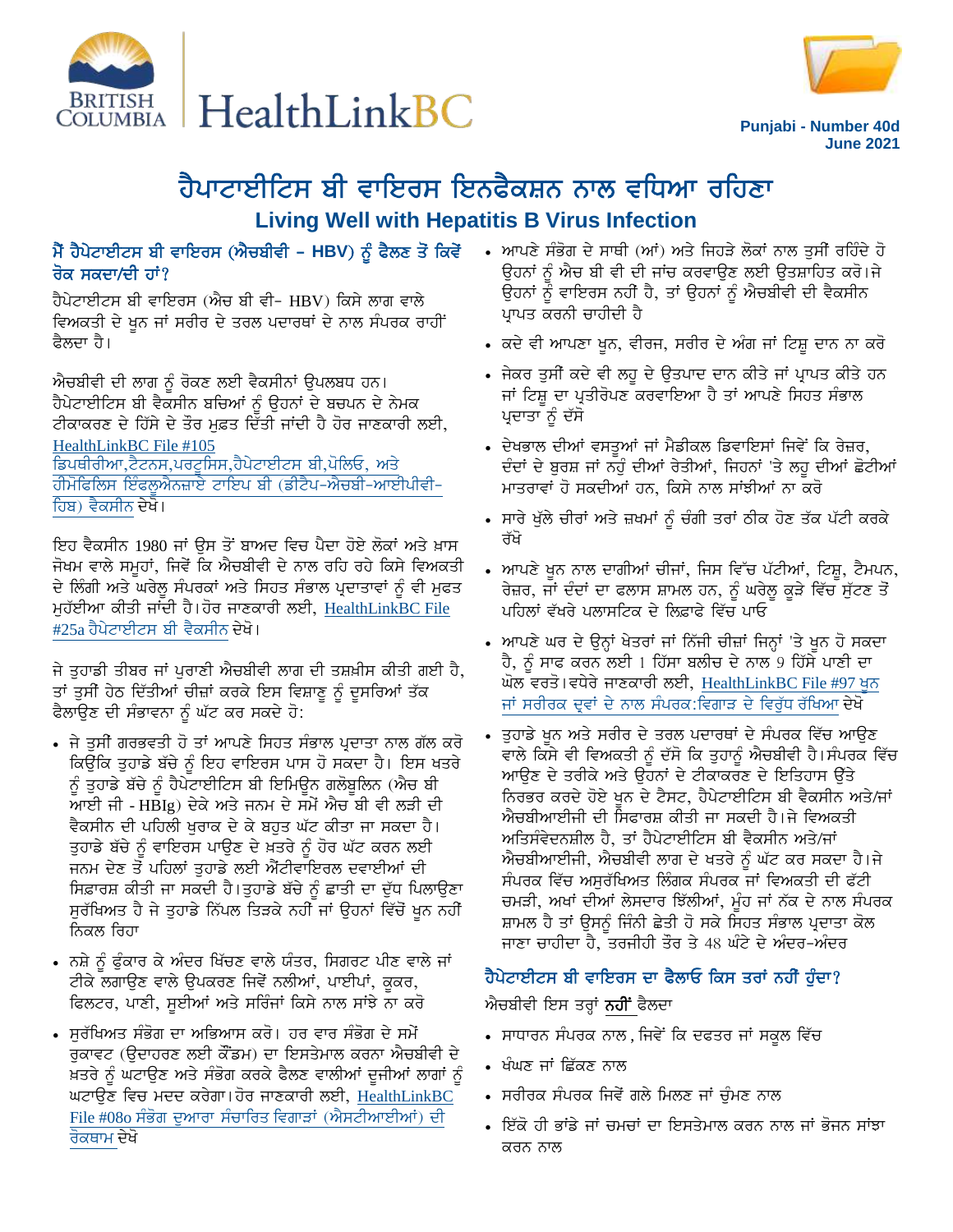Punjabi - Number 40d
June 2021

# ਹੈਪਾਟਾਈਟਿਸ ਬੀ ਵਾਇਰਸ ਇਨਫੈਕਸ਼ਨ ਨਾਲ ਵਧਿਆ ਰਹਿਣਾ

## Living Well with Hepatitis B Virus Infection

### ਮੈਂ ਹੈਪੇਟਾਈਟਸ ਬੀ ਵਾਇਰਸ (ਐਚਬੀਵੀ - HBV) ਨੂੰ ਫੈਲਣ ਤੋਂ ਕਿਵੇਂ ਰੋਕ ਸਕਦਾ/ਦੀ ਹਾਂ?

ਹੈਪੇਟਾਈਟਸ ਬੀ ਵਾਇਰਸ (ਐਚ ਬੀ ਵੀ- HBV) ਕਿਸੇ ਲਾਗ ਵਾਲੇ ਵਿਅਕਤੀ ਦੇ ਖੂਨ ਜਾਂ ਸਰੀਰ ਦੇ ਤਰਲ ਪਦਾਰਥਾਂ ਦੇ ਨਾਲ ਸੰਪਰਕ ਰਾਹੀਂ ਫੈਲਦਾ ਹੈ।

ਐਚਬੀਵੀ ਦੀ ਲਾਗ ਨੂੰ ਰੋਕਣ ਲਈ ਵੈਕਸੀਨਾਂ ਉਪਲਬਧ ਹਨ। ਹੈਪੇਟਾਈਟਿਸ ਬੀ ਵੈਕਸੀਨ ਬਚਿਆਂ ਨੂੰ ਉਹਨਾਂ ਦੇ ਬਚਪਨ ਦੇ ਨੇਮਕ ਟੀਕਾਕਰਣ ਦੇ ਹਿੱਸੇ ਦੇ ਤੌਰ ਮੁਫ਼ਤ ਦਿੱਤੀ ਜਾਂਦੀ ਹੈ ਹੋਰ ਜਾਣਕਾਰੀ ਲਈ, HealthLinkBC File #105 ਡਿਪਥੀਰੀਆ,ਟੈਟਨਸ,ਪਰਟੂਸਿਸ,ਹੈਪੇਟਾਈਟਸ ਬੀ,ਪੋਲਿਓ, ਅਤੇ ਹੀਮੋਫਿਲਿਸ ਇੰਫਲੂਐਨਜ਼ਾਏ ਟਾਇਪ ਬੀ (ਡੀਟੈਪ-ਐਚਬੀ-ਆਈਪੀਵੀ-ਹਿਬ) ਵੈਕਸੀਨ ਦੇਖੋ।

ਇਹ ਵੈਕਸੀਨ 1980 ਜਾਂ ਉਸ ਤੋਂ ਬਾਅਦ ਵਿਚ ਪੈਦਾ ਹੋਏ ਲੋਕਾਂ ਅਤੇ ਖ਼ਾਸ ਜੋਖਮ ਵਾਲੇ ਸਮੂਹਾਂ, ਜਿਵੇਂ ਕਿ ਐਚਬੀਵੀ ਦੇ ਨਾਲ ਰਹਿ ਰਹੇ ਕਿਸੇ ਵਿਅਕਤੀ ਦੇ ਲਿੰਗੀ ਅਤੇ ਘਰੇਲੂ ਸੰਪਰਕਾਂ ਅਤੇ ਸਿਹਤ ਸੰਭਾਲ ਪ੍ਰਦਾਤਾਵਾਂ ਨੂੰ ਵੀ ਮੁਫਤ ਮੁਹੱਈਆ ਕੀਤੀ ਜਾਂਦੀ ਹੈ।ਹੋਰ ਜਾਣਕਾਰੀ ਲਈ, HealthLinkBC File #25a ਹੈਪੇਟਾਈਟਸ ਬੀ ਵੈਕਸੀਨ ਦੇਖੋ।

ਜੇ ਤੁਹਾਡੀ ਤੀਬਰ ਜਾਂ ਪੁਰਾਣੀ ਐਚਬੀਵੀ ਲਾਗ ਦੀ ਤਸ਼ਖ਼ੀਸ ਕੀਤੀ ਗਈ ਹੈ, ਤਾਂ ਤੁਸੀਂ ਹੇਠ ਦਿੱਤੀਆਂ ਚੀਜ਼ਾਂ ਕਰਕੇ ਇਸ ਵਿਸ਼ਾਣੂ ਨੂੰ ਦੂਸਰਿਆਂ ਤੱਕ ਫੈਲਾਉਣ ਦੀ ਸੰਭਾਵਨਾ ਨੂੰ ਘੱਟ ਕਰ ਸਕਦੇ ਹੋ:

- ਜੇ ਤੁਸੀਂ ਗਰਭਵਤੀ ਹੋ ਤਾਂ ਆਪਣੇ ਸਿਹਤ ਸੰਭਾਲ ਪ੍ਰਦਾਤਾ ਨਾਲ ਗੱਲ ਕਰੋ ਕਿਉਂਕਿ ਤੁਹਾਡੇ ਬੱਚੇ ਨੂੰ ਇਹ ਵਾਇਰਸ ਪਾਸ ਹੋ ਸਕਦਾ ਹੈ। ਇਸ ਖਤਰੇ ਨੂੰ ਤੁਹਾਡੇ ਬੱਚੇ ਨੂੰ ਹੈਪੇਟਾਈਟਿਸ ਬੀ ਇਮਿਊਨ ਗਲੋਬੂਲਿਨ (ਐਚ ਬੀ ਆਈ ਜੀ - HBIg) ਦੇਕੇ ਅਤੇ ਜਨਮ ਦੇ ਸਮੇਂ ਐਚ ਬੀ ਵੀ ਲੜੀ ਦੀ ਵੈਕਸੀਨ ਦੀ ਪਹਿਲੀ ਖੁਰਾਕ ਦੇ ਕੇ ਬਹੁਤ ਘੱਟ ਕੀਤਾ ਜਾ ਸਕਦਾ ਹੈ। ਤੁਹਾਡੇ ਬੱਚੇ ਨੂੰ ਵਾਇਰਸ ਪਾਉਣ ਦੇ ਖ਼ਤਰੇ ਨੂੰ ਹੋਰ ਘੱਟ ਕਰਨ ਲਈ ਜਨਮ ਦੇਣ ਤੋਂ ਪਹਿਲਾਂ ਤੁਹਾਡੇ ਲਈ ਐਂਟੀਵਾਇਰਲ ਦਵਾਈਆਂ ਦੀ ਸਿਫਾਰਸ਼ ਕੀਤੀ ਜਾ ਸਕਦੀ ਹੈ।ਤੁਹਾਡੇ ਬੱਚੇ ਨੂੰ ਛਾਤੀ ਦਾ ਦੁੱਧ ਪਿਲਾਉਣਾ ਸੁਰੱਖਿਅਤ ਹੈ ਜੇ ਤੁਹਾਡੇ ਨਿੱਪਲ ਤਿੜਕੇ ਨਹੀਂ ਜਾਂ ਉਹਨਾਂ ਵਿੱਚੋਂ ਖੂਨ ਨਹੀਂ ਨਿਕਲ ਰਿਹਾ
- ਨਸ਼ੇ ਨੂੰ ਫੂੰਕਾਰ ਕੇ ਅੰਦਰ ਖਿੱਚਣ ਵਾਲੇ ਯੰਤਰ, ਸਿਗਰਟ ਪੀਣ ਵਾਲੇ ਜਾਂ ਟੀਕੇ ਲਗਾਉਣ ਵਾਲੇ ਉਪਕਰਣ ਜਿਵੇਂ ਨਲੀਆਂ, ਪਾਈਪਾਂ, ਕੂਕਰ, ਫਿਲਟਰ, ਪਾਣੀ, ਸੂਈਆਂ ਅਤੇ ਸਰਿੰਜਾਂ ਕਿਸੇ ਨਾਲ ਸਾਂਝੇ ਨਾ ਕਰੋ
- ਸੁਰੱਖਿਅਤ ਸੰਭੋਗ ਦਾ ਅਭਿਆਸ ਕਰੋ। ਹਰ ਵਾਰ ਸੰਭੋਗ ਦੇ ਸਮੇਂ ਰੁਕਾਵਟ (ਉਦਾਹਰਣ ਲਈ ਕੌਂਡਮ) ਦਾ ਇਸਤੇਮਾਲ ਕਰਨਾ ਐਚਬੀਵੀ ਦੇ ਖ਼ਤਰੇ ਨੂੰ ਘਟਾਉਣ ਅਤੇ ਸੰਭੋਗ ਕਰਕੇ ਫੈਲਣ ਵਾਲੀਆਂ ਦੂਜੀਆਂ ਲਾਗਾਂ ਨੂੰ ਘਟਾਉਣ ਵਿਚ ਮਦਦ ਕਰੇਗਾ।ਹੋਰ ਜਾਣਕਾਰੀ ਲਈ, HealthLinkBC File #08o ਸੰਭੋਗ ਦੁਆਰਾ ਸੰਚਾਰਿਤ ਵਿਗਾੜਾਂ (ਐਸਟੀਆਈਆਂ) ਦੀ ਰੋਕਥਾਮ ਦੇਖੋ
- ਆਪਣੇ ਸੰਭੋਗ ਦੇ ਸਾਥੀ (ਆਂ) ਅਤੇ ਜਿਹੜੇ ਲੋਕਾਂ ਨਾਲ ਤੁਸੀਂ ਰਹਿੰਦੇ ਹੋ ਉਹਨਾਂ ਨੂੰ ਐਚ ਬੀ ਵੀ ਦੀ ਜਾਂਚ ਕਰਵਾਉਣ ਲਈ ਉਤਸ਼ਾਹਿਤ ਕਰੋ।ਜੇ ਉਹਨਾਂ ਨੂੰ ਵਾਇਰਸ ਨਹੀਂ ਹੈ, ਤਾਂ ਉਹਨਾਂ ਨੂੰ ਐਚਬੀਵੀ ਦੀ ਵੈਕਸੀਨ ਪ੍ਰਾਪਤ ਕਰਨੀ ਚਾਹੀਦੀ ਹੈ
- ਕਦੇ ਵੀ ਆਪਣਾ ਖੂਨ, ਵੀਰਜ, ਸਰੀਰ ਦੇ ਅੰਗ ਜਾਂ ਟਿਸ਼ੂ ਦਾਨ ਨਾ ਕਰੋ
- ਜੇਕਰ ਤੁਸੀਂ ਕਦੇ ਵੀ ਲਹੂ ਦੇ ਉਤਪਾਦ ਦਾਨ ਕੀਤੇ ਜਾਂ ਪ੍ਰਾਪਤ ਕੀਤੇ ਹਨ ਜਾਂ ਟਿਸ਼ੂ ਦਾ ਪ੍ਰਤੀਰੋਪਣ ਕਰਵਾਇਆ ਹੈ ਤਾਂ ਆਪਣੇ ਸਿਹਤ ਸੰਭਾਲ ਪ੍ਰਦਾਤਾ ਨੂੰ ਦੱਸੋ
- ਦੇਖਭਾਲ ਦੀਆਂ ਵਸਤੂਆਂ ਜਾਂ ਮੈਡੀਕਲ ਡਿਵਾਇਸਾਂ ਜਿਵੇਂ ਕਿ ਰੇਜ਼ਰ, ਦੰਦਾਂ ਦੇ ਬੁਰਸ਼ ਜਾਂ ਨਹੁੰ ਦੀਆਂ ਰੇਤੀਆਂ, ਜਿਹਨਾਂ 'ਤੇ ਲਹੂ ਦੀਆਂ ਛੋਟੀਆਂ ਮਾਤਰਾਵਾਂ ਹੋ ਸਕਦੀਆਂ ਹਨ, ਕਿਸੇ ਨਾਲ ਸਾਂਝੀਆਂ ਨਾ ਕਰੋ
- ਸਾਰੇ ਖੁੱਲੇ ਚੀਰਾਂ ਅਤੇ ਜ਼ਖਮਾਂ ਨੂੰ ਚੰਗੀ ਤਰਾਂ ਠੀਕ ਹੋਣ ਤੱਕ ਪੱਟੀ ਕਰਕੇ ਰੱਖੋ
- ਆਪਣੇ ਖੂਨ ਨਾਲ ਦਾਗੀਆਂ ਚੀਜਾਂ, ਜਿਸ ਵਿੱਚ ਪੱਟੀਆਂ, ਟਿਸ਼ੂ, ਟੈਮਪਨ, ਰੇਜ਼ਰ, ਜਾਂ ਦੰਦਾਂ ਦਾ ਫਲਾਸ ਸ਼ਾਮਲ ਹਨ, ਨੂੰ ਘਰੇਲੂ ਕੂੜੇ ਵਿੱਚ ਸੁੱਟਣ ਤੋਂ ਪਹਿਲਾਂ ਵੱਖਰੇ ਪਲਾਸਟਿਕ ਦੇ ਲਿਫ਼ਾਫੇ ਵਿੱਚ ਪਾਓ
- ਆਪਣੇ ਘਰ ਦੇ ਉਨ੍ਹਾਂ ਖੇਤਰਾਂ ਜਾਂ ਨਿੱਜੀ ਚੀਜ਼ਾਂ ਜਿਨ੍ਹਾਂ 'ਤੇ ਖੂਨ ਹੋ ਸਕਦਾ ਹੈ, ਨੂੰ ਸਾਫ ਕਰਨ ਲਈ 1 ਹਿੱਸਾ ਬਲੀਚ ਦੇ ਨਾਲ 9 ਹਿੱਸੇ ਪਾਣੀ ਦਾ ਘੋਲ ਵਰਤੋ।ਵਧੇਰੇ ਜਾਣਕਾਰੀ ਲਈ, HealthLinkBC File #97 ਖੂਨ ਜਾਂ ਸਰੀਰਕ ਦ੍ਰਵਾਂ ਦੇ ਨਾਲ ਸੰਪਰਕ:ਵਿਗਾੜ ਦੇ ਵਿਰੁੱਧ ਰੱਖਿਆ ਦੇਖੋ
- ਤੁਹਾਡੇ ਖੂਨ ਅਤੇ ਸਰੀਰ ਦੇ ਤਰਲ ਪਦਾਰਥਾਂ ਦੇ ਸੰਪਰਕ ਵਿੱਚ ਆਉਣ ਵਾਲੇ ਕਿਸੇ ਵੀ ਵਿਅਕਤੀ ਨੂੰ ਦੱਸੋ ਕਿ ਤੁਹਾਨੂੰ ਐਚਬੀਵੀ ਹੈ।ਸੰਪਰਕ ਵਿੱਚ ਆਉਣ ਦੇ ਤਰੀਕੇ ਅਤੇ ਉਹਨਾਂ ਦੇ ਟੀਕਾਕਰਣ ਦੇ ਇਤਿਹਾਸ ਉੱਤੇ ਨਿਰਭਰ ਕਰਦੇ ਹੋਏ ਖੂਨ ਦੇ ਟੈਸਟ, ਹੈਪੇਟਾਈਟਿਸ ਬੀ ਵੈਕਸੀਨ ਅਤੇ/ਜਾਂ ਐਚਬੀਆਈਜੀ ਦੀ ਸਿਫਾਰਸ਼ ਕੀਤੀ ਜਾ ਸਕਦੀ ਹੈ।ਜੇ ਵਿਅਕਤੀ ਅਤਿਸੰਵੇਦਨਸ਼ੀਲ ਹੈ, ਤਾਂ ਹੈਪੇਟਾਈਟਿਸ ਬੀ ਵੈਕਸੀਨ ਅਤੇ/ਜਾਂ ਐਚਬੀਆਈਜੀ, ਐਚਬੀਵੀ ਲਾਗ ਦੇ ਖਤਰੇ ਨੂੰ ਘੱਟ ਕਰ ਸਕਦਾ ਹੈ।ਜੇ ਸੰਪਰਕ ਵਿੱਚ ਅਸੁਰੱਖਿਅਤ ਲਿੰਗਕ ਸੰਪਰਕ ਜਾਂ ਵਿਅਕਤੀ ਦੀ ਫੱਟੀ ਚਮੜੀ, ਅਖਾਂ ਦੀਆਂ ਲੇਸਦਾਰ ਝਿੱਲੀਆਂ, ਮੂੰਹ ਜਾਂ ਨੱਕ ਦੇ ਨਾਲ ਸੰਪਰਕ ਸ਼ਾਮਲ ਹੈ ਤਾਂ ਉਸਨੂੰ ਜਿੰਨੀ ਛੇਤੀ ਹੋ ਸਕੇ ਸਿਹਤ ਸੰਭਾਲ ਪ੍ਰਦਾਤਾ ਕੋਲ ਜਾਣਾ ਚਾਹੀਦਾ ਹੈ, ਤਰਜੀਹੀ ਤੌਰ ਤੇ 48 ਘੰਟੇ ਦੇ ਅੰਦਰ-ਅੰਦਰ

### ਹੈਪੇਟਾਈਟਸ ਬੀ ਵਾਇਰਸ ਦਾ ਫੈਲਾਓ ਕਿਸ ਤਰਾਂ ਨਹੀਂ ਹੁੰਦਾ?

ਐਚਬੀਵੀ ਇਸ ਤਰ੍ਹਾਂ **ਨਹੀਂ** ਫੈਲਦਾ

- ਸਾਧਾਰਨ ਸੰਪਰਕ ਨਾਲ, ਜਿਵੇਂ ਕਿ ਦਫਤਰ ਜਾਂ ਸਕੂਲ ਵਿੱਚ
- ਖੰਘਣ ਜਾਂ ਛਿੱਕਣ ਨਾਲ
- ਸਰੀਰਕ ਸੰਪਰਕ ਜਿਵੇਂ ਗਲੇ ਮਿਲਣ ਜਾਂ ਚੁੰਮਣ ਨਾਲ
- ਇੱਕੋ ਹੀ ਭਾਂਡੇ ਜਾਂ ਚਮਚਾਂ ਦਾ ਇਸਤੇਮਾਲ ਕਰਨ ਨਾਲ ਜਾਂ ਭੋਜਨ ਸਾਂਝਾ ਕਰਨ ਨਾਲ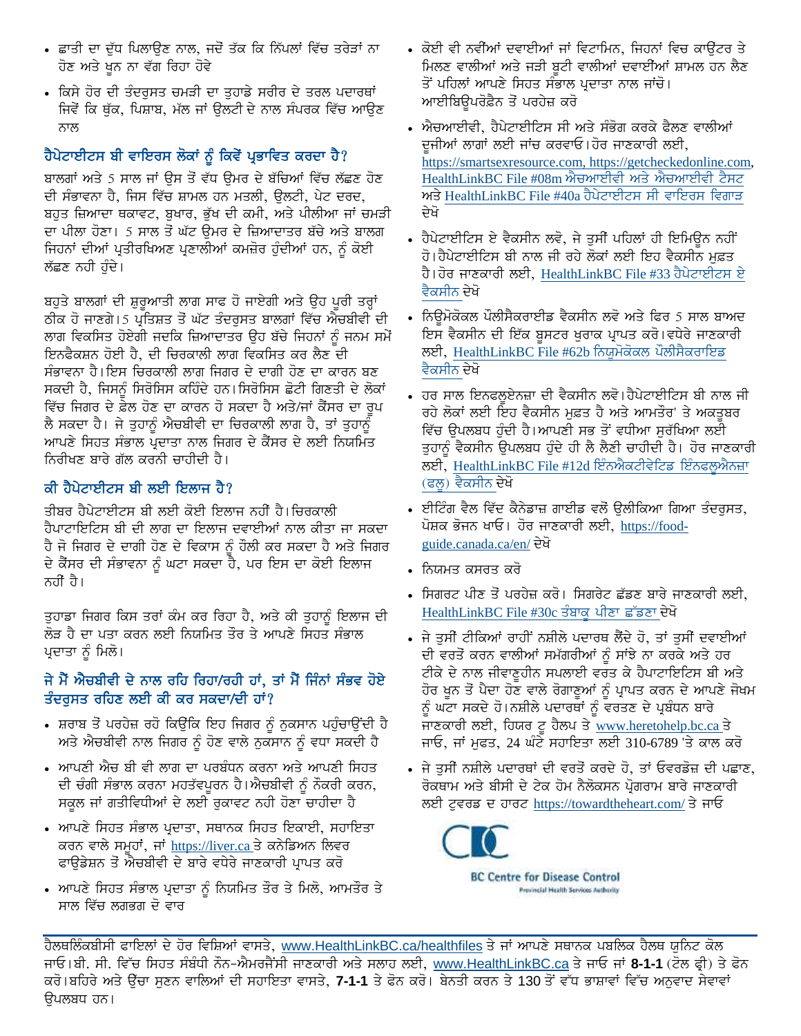- ਛਾਤੀ ਦਾ ਦੁੱਧ ਪਿਲਾਉਣ ਨਾਲ, ਜਦੋਂ ਤੱਕ ਕਿ ਨਿੱਪਲਾਂ ਵਿੱਚ ਤਰੇੜਾਂ ਨਾ ਹੋਣ ਅਤੇ ਖੂਨ ਨਾ ਵੱਗ ਰਿਹਾ ਹੋਵੇ
- ਕਿਸੇ ਹੋਰ ਦੀ ਤੰਦਰੁਸਤ ਚਮੜੀ ਦਾ ਤੁਹਾਡੇ ਸਰੀਰ ਦੇ ਤਰਲ ਪਦਾਰਥਾਂ ਜਿਵੇਂ ਕਿ ਥੁੱਕ, ਪਿਸ਼ਾਬ, ਮੱਲ ਜਾਂ ਉਲਟੀ ਦੇ ਨਾਲ ਸੰਪਰਕ ਵਿੱਚ ਆਉਣ ਨਾਲ

## ਹੈਪੇਟਾਈਟਸ ਬੀ ਵਾਇਰਸ ਲੋਕਾਂ ਨੂੰ ਕਿਵੇਂ ਪ੍ਰਭਾਵਿਤ ਕਰਦਾ ਹੈ?

ਬਾਲਗਾਂ ਅਤੇ 5 ਸਾਲ ਜਾਂ ਉਸ ਤੋਂ ਵੱਧ ਉਮਰ ਦੇ ਬੱਚਿਆਂ ਵਿੱਚ ਲੱਛਣ ਹੋਣ ਦੀ ਸੰਭਾਵਨਾ ਹੈ, ਜਿਸ ਵਿੱਚ ਸ਼ਾਮਲ ਹਨ ਮਤਲੀ, ਉਲਟੀ, ਪੇਟ ਦਰਦ, ਬਹੁਤ ਜ਼ਿਆਦਾ ਥਕਾਵਟ, ਬੁਖਾਰ, ਭੁੱਖ ਦੀ ਕਮੀ, ਅਤੇ ਪੀਲੀਆ ਜਾਂ ਚਮੜੀ ਦਾ ਪੀਲਾ ਹੋਣਾ। 5 ਸਾਲ ਤੋਂ ਘੱਟ ਉਮਰ ਦੇ ਜ਼ਿਆਦਾਤਰ ਬੱਚੇ ਅਤੇ ਬਾਲਗ ਜਿਹਨਾਂ ਦੀਆਂ ਪ੍ਰਤੀਰਖਿਅਣ ਪ੍ਰਣਾਲੀਆਂ ਕਮਜ਼ੋਰ ਹੁੰਦੀਆਂ ਹਨ, ਨੂੰ ਕੋਈ ਲੱਛਣ ਨਹੀ ਹੁੰਦੇ।

ਬਹੁਤੇ ਬਾਲਗਾਂ ਦੀ ਸ਼ੁਰੂਆਤੀ ਲਾਗ ਸਾਫ ਹੋ ਜਾਏਗੀ ਅਤੇ ਉਹ ਪੂਰੀ ਤਰ੍ਹਾਂ ਠੀਕ ਹੋ ਜਾਣਗੇ।5 ਪ੍ਰਤਿਸ਼ਤ ਤੋਂ ਘੱਟ ਤੰਦਰੁਸਤ ਬਾਲਗਾਂ ਵਿੱਚ ਐਚਬੀਵੀ ਦੀ ਲਾਗ ਵਿਕਸਿਤ ਹੋਏਗੀ ਜਦਕਿ ਜ਼ਿਆਦਾਤਰ ਉਹ ਬੱਚੇ ਜਿਹਨਾਂ ਨੂੰ ਜਨਮ ਸਮੇਂ ਇਨਫੈਕਸ਼ਨ ਹੋਈ ਹੈ, ਦੀ ਚਿਰਕਾਲੀ ਲਾਗ ਵਿਕਸਿਤ ਕਰ ਲੈਣ ਦੀ ਸੰਭਾਵਨਾ ਹੈ।ਇਸ ਚਿਰਕਾਲੀ ਲਾਗ ਜਿਗਰ ਦੇ ਦਾਗੀ ਹੋਣ ਦਾ ਕਾਰਨ ਬਣ ਸਕਦੀ ਹੈ, ਜਿਸਨੂੰ ਸਿਰੋਸਿਸ ਕਹਿੰਦੇ ਹਨ।ਸਿਰੋਸਿਸ ਛੋਟੀ ਗਿਣਤੀ ਦੇ ਲੋਕਾਂ ਵਿੱਚ ਜਿਗਰ ਦੇ ਫ਼ੇਲ ਹੋਣ ਦਾ ਕਾਰਨ ਹੋ ਸਕਦਾ ਹੈ ਅਤੇ/ਜਾਂ ਕੈਂਸਰ ਦਾ ਰੂਪ ਲੈ ਸਕਦਾ ਹੈ। ਜੇ ਤੁਹਾਨੂੰ ਐਚਬੀਵੀ ਦਾ ਚਿਰਕਾਲੀ ਲਾਗ ਹੈ, ਤਾਂ ਤੁਹਾਨੂੰ ਆਪਣੇ ਸਿਹਤ ਸੰਭਾਲ ਪ੍ਰਦਾਤਾ ਨਾਲ ਜਿਗਰ ਦੇ ਕੈਂਸਰ ਦੇ ਲਈ ਨਿਯਮਿਤ ਨਿਰੀਖਣ ਬਾਰੇ ਗੱਲ ਕਰਨੀ ਚਾਹੀਦੀ ਹੈ।

## ਕੀ ਹੈਪੇਟਾਈਟਸ ਬੀ ਲਈ ਇਲਾਜ ਹੈ?

ਤੀਬਰ ਹੈਪੇਟਾਈਟਸ ਬੀ ਲਈ ਕੋਈ ਇਲਾਜ ਨਹੀਂ ਹੈ।ਚਿਰਕਾਲੀ ਹੈਪਾਟਾਇਟਿਸ ਬੀ ਦੀ ਲਾਗ ਦਾ ਇਲਾਜ ਦਵਾਈਆਂ ਨਾਲ ਕੀਤਾ ਜਾ ਸਕਦਾ ਹੈ ਜੋ ਜਿਗਰ ਦੇ ਦਾਗੀ ਹੋਣ ਦੇ ਵਿਕਾਸ ਨੂੰ ਹੌਲੀ ਕਰ ਸਕਦਾ ਹੈ ਅਤੇ ਜਿਗਰ ਦੇ ਕੈਂਸਰ ਦੀ ਸੰਭਾਵਨਾ ਨੂੰ ਘਟਾ ਸਕਦਾ ਹੈ, ਪਰ ਇਸ ਦਾ ਕੋਈ ਇਲਾਜ ਨਹੀਂ ਹੈ।

ਤੁਹਾਡਾ ਜਿਗਰ ਕਿਸ ਤਰਾਂ ਕੰਮ ਕਰ ਰਿਹਾ ਹੈ, ਅਤੇ ਕੀ ਤੁਹਾਨੂੰ ਇਲਾਜ ਦੀ ਲੋੜ ਹੈ ਦਾ ਪਤਾ ਕਰਨ ਲਈ ਨਿਯਮਿਤ ਤੌਰ ਤੇ ਆਪਣੇ ਸਿਹਤ ਸੰਭਾਲ ਪ੍ਰਦਾਤਾ ਨੂੰ ਮਿਲੋ।

## ਜੇ ਮੈਂ ਐਚਬੀਵੀ ਦੇ ਨਾਲ ਰਹਿ ਰਿਹਾ/ਰਹੀ ਹਾਂ, ਤਾਂ ਮੈਂ ਜਿੰਨਾਂ ਸੰਭਵ ਹੋਏ ਤੰਦਰੁਸਤ ਰਹਿਣ ਲਈ ਕੀ ਕਰ ਸਕਦਾ/ਦੀ ਹਾਂ?

- ਸ਼ਰਾਬ ਤੋਂ ਪਰਹੇਜ਼ ਰਹੋ ਕਿਉਂਕਿ ਇਹ ਜਿਗਰ ਨੂੰ ਨੁਕਸਾਨ ਪਹੁੰਚਾਉਂਦੀ ਹੈ ਅਤੇ ਐਚਬੀਵੀ ਨਾਲ ਜਿਗਰ ਨੂੰ ਹੋਣ ਵਾਲੇ ਨੁਕਸਾਨ ਨੂੰ ਵਧਾ ਸਕਦੀ ਹੈ
- ਆਪਣੀ ਐਚ ਬੀ ਵੀ ਲਾਗ ਦਾ ਪਰਬੰਧਨ ਕਰਨਾ ਅਤੇ ਆਪਣੀ ਸਿਹਤ ਦੀ ਚੰਗੀ ਸੰਭਾਲ ਕਰਨਾ ਮਹਤਵੱਪੂਰਨ ਹੈ।ਐਚਬੀਵੀ ਨੂੰ ਨੌਕਰੀ ਕਰਨ, ਸਕੂਲ ਜਾਂ ਗਤੀਵਿਧੀਆਂ ਦੇ ਲਈ ਰੁਕਾਵਟ ਨਹੀ ਹੋਣਾ ਚਾਹੀਦਾ ਹੈ
- ਆਪਣੇ ਸਿਹਤ ਸੰਭਾਲ ਪ੍ਰਦਾਤਾ, ਸਥਾਨਕ ਸਿਹਤ ਇਕਾਈ, ਸਹਾਇਤਾ ਕਰਨ ਵਾਲੇ ਸਮੂਹਾਂ, ਜਾਂ https://liver.ca ਤੇ ਕਨੇਡਿਅਨ ਲਿਵਰ ਫਾਉਂਡੇਸ਼ਨ ਤੋਂ ਐਚਬੀਵੀ ਦੇ ਬਾਰੇ ਵਧੇਰੇ ਜਾਣਕਾਰੀ ਪ੍ਰਾਪਤ ਕਰੋ
- ਆਪਣੇ ਸਿਹਤ ਸੰਭਾਲ ਪ੍ਰਦਾਤਾ ਨੂੰ ਨਿਯਮਿਤ ਤੌਰ ਤੇ ਮਿਲੋ, ਆਮਤੌਰ ਤੇ ਸਾਲ ਵਿੱਚ ਲਗਭਗ ਦੋ ਵਾਰ
- ਕੋਈ ਵੀ ਨਵੀਂਆਂ ਦਵਾਈਆਂ ਜਾਂ ਵਿਟਾਮਿਨ, ਜਿਹਨਾਂ ਵਿਚ ਕਾਉਂਟਰ ਤੇ ਮਿਲਣ ਵਾਲੀਆਂ ਅਤੇ ਜੜੀ ਬੂਟੀ ਵਾਲੀਆਂ ਦਵਾਈਆਂ ਸ਼ਾਮਲ ਹਨ ਲੈਣ ਤੋਂ ਪਹਿਲਾਂ ਆਪਣੇ ਸਿਹਤ ਸੰਭਾਲ ਪ੍ਰਦਾਤਾ ਨਾਲ ਜਾਂਚੋ। ਆਈਬਿਊਪਰੋਫ਼ੈਨ ਤੋਂ ਪਰਹੇਜ਼ ਕਰੋ
- ਐਚਆਈਵੀ, ਹੈਪੇਟਾਈਟਿਸ ਸੀ ਅਤੇ ਸੰਭੋਗ ਕਰਕੇ ਫੈਲਣ ਵਾਲੀਆਂ ਦੂਜੀਆਂ ਲਾਗਾਂ ਲਈ ਜਾਂਚ ਕਰਵਾਓ।ਹੋਰ ਜਾਣਕਾਰੀ ਲਈ, https://smartsexresource.com, https://getcheckedonline.com, HealthLinkBC File #08m ਐਚਆਈਵੀ ਅਤੇ ਐਚਆਈਵੀ ਟੈਸਟ ਅਤੇ HealthLinkBC File #40a ਹੈਪੇਟਾਈਟਸ ਸੀ ਵਾਇਰਸ ਵਿਗਾੜ ਦੇਖੋ
- ਹੈਪੇਟਾਈਟਿਸ ਏ ਵੈਕਸੀਨ ਲਵੋ, ਜੇ ਤੁਸੀਂ ਪਹਿਲਾਂ ਹੀ ਇਮਿਊਨ ਨਹੀਂ ਹੋ।ਹੈਪੇਟਾਈਟਿਸ ਬੀ ਨਾਲ ਜੀ ਰਹੇ ਲੋਕਾਂ ਲਈ ਇਹ ਵੈਕਸੀਨ ਮੁਫ਼ਤ ਹੈ।ਹੋਰ ਜਾਣਕਾਰੀ ਲਈ, HealthLinkBC File #33 ਹੈਪੇਟਾਈਟਸ ਏ ਵੈਕਸੀਨ ਦੇਖੋ
- ਨਿਊਮੋਕੋਕਲ ਪੌਲੀਸੈਕਰਾਈਡ ਵੈਕਸੀਨ ਲਵੋ ਅਤੇ ਫਿਰ 5 ਸਾਲ ਬਾਅਦ ਇਸ ਵੈਕਸੀਨ ਦੀ ਇੱਕ ਬੂਸਟਰ ਖੁਰਾਕ ਪ੍ਰਾਪਤ ਕਰੋ।ਵਧੇਰੇ ਜਾਣਕਾਰੀ ਲਈ, HealthLinkBC File #62b ਨਿਊਮੋਕੋਕਲ ਪੌਲੀਸੈਕਰਾਇਡ ਵੈਕਸੀਨ ਦੇਖੋ
- ਹਰ ਸਾਲ ਇਨਫਲੂਏਨਜ਼ਾ ਦੀ ਵੈਕਸੀਨ ਲਵੋ।ਹੈਪੇਟਾਈਟਿਸ ਬੀ ਨਾਲ ਜੀ ਰਹੇ ਲੋਕਾਂ ਲਈ ਇਹ ਵੈਕਸੀਨ ਮੁਫ਼ਤ ਹੈ ਅਤੇ ਆਮਤੌਰ' ਤੇ ਅਕਤੂਬਰ ਵਿੱਚ ਉਪਲਬਧ ਹੁੰਦੀ ਹੈ।ਆਪਣੀ ਸਭ ਤੋਂ ਵਧੀਆ ਸੁਰੱਖਿਆ ਲਈ ਤੁਹਾਨੂੰ ਵੈਕਸੀਨ ਉਪਲਬਧ ਹੁੰਦੇ ਹੀ ਲੈ ਲੈਣੀ ਚਾਹੀਦੀ ਹੈ। ਹੋਰ ਜਾਣਕਾਰੀ ਲਈ, HealthLinkBC File #12d ਇੰਨਐਕਟੀਵੇਟਿਡ ਇੰਨਫਲੂਐਨਜ਼ਾ (ਫਲੂ) ਵੈਕਸੀਨ ਦੇਖੋ
- ਈਟਿੰਗ ਵੈਲ ਵਿੱਦ ਕੈਨੇਡਾਜ਼ ਗਾਈਡ ਵਲੋਂ ਉਲੀਕਿਆ ਗਿਆ ਤੰਦਰੁਸਤ, ਪੋਸ਼ਕ ਭੋਜਨ ਖਾਓ। ਹੋਰ ਜਾਣਕਾਰੀ ਲਈ, https://food-guide.canada.ca/en/ ਦੇਖੋ
- ਨਿਯਮਤ ਕਸਰਤ ਕਰੋ
- ਸਿਗਰਟ ਪੀਣ ਤੋਂ ਪਰਹੇਜ਼ ਕਰੋ। ਸਿਗਰੇਟ ਛੱਡਣ ਬਾਰੇ ਜਾਣਕਾਰੀ ਲਈ, HealthLinkBC File #30c ਤੰਬਾਕੂ ਪੀਣਾ ਛੱਡਣਾ ਦੇਖੋ
- ਜੇ ਤੁਸੀਂ ਟੀਕਿਆਂ ਰਾਹੀਂ ਨਸ਼ੀਲੇ ਪਦਾਰਥ ਲੈਂਦੇ ਹੋ, ਤਾਂ ਤੁਸੀਂ ਦਵਾਈਆਂ ਦੀ ਵਰਤੋਂ ਕਰਨ ਵਾਲੀਆਂ ਸਮੱਗਰੀਆਂ ਨੂੰ ਸਾਂਝੇ ਨਾ ਕਰਕੇ ਅਤੇ ਹਰ ਟੀਕੇ ਦੇ ਨਾਲ ਜੀਵਾਣੂਹੀਨ ਸਪਲਾਈ ਵਰਤ ਕੇ ਹੈਪਾਟਾਇਟਿਸ ਬੀ ਅਤੇ ਹੋਰ ਖੂਨ ਤੋਂ ਪੈਦਾ ਹੋਣ ਵਾਲੇ ਰੋਗਾਣੂਆਂ ਨੂੰ ਪ੍ਰਾਪਤ ਕਰਨ ਦੇ ਆਪਣੇ ਜੋਖਮ ਨੂੰ ਘਟਾ ਸਕਦੇ ਹੋ।ਨਸ਼ੀਲੇ ਪਦਾਰਥਾਂ ਨੂੰ ਵਰਤਣ ਦੇ ਪ੍ਰਬੰਧਨ ਬਾਰੇ ਜਾਣਕਾਰੀ ਲਈ, ਹਿਯਰ ਟੂ ਹੈਲਪ ਤੇ www.heretohelp.bc.ca ਤੇ ਜਾਓ, ਜਾਂ ਮੁਫ਼ਤ, 24 ਘੰਟੇ ਸਹਾਇਤਾ ਲਈ 310-6789 'ਤੇ ਕਾਲ ਕਰੋ
- ਜੇ ਤੁਸੀਂ ਨਸ਼ੀਲੇ ਪਦਾਰਥਾਂ ਦੀ ਵਰਤੋਂ ਕਰਦੇ ਹੋ, ਤਾਂ ਓਵਰਡੋਜ਼ ਦੀ ਪਛਾਣ, ਰੋਕਥਾਮ ਅਤੇ ਬੀਸੀ ਦੇ ਟੇਕ ਹੋਮ ਨੈਲੋਕਸਨ ਪ੍ਰੋਗਰਾਮ ਬਾਰੇ ਜਾਣਕਾਰੀ ਲਈ ਟੁਵਰਡ ਦ ਹਾਰਟ https://towardtheheart.com/ ਤੇ ਜਾਓ

BC Centre for Disease Control
Provincial Health Services Authority

ਹੈਲਥਲਿੰਕਬੀਸੀ ਫਾਇਲਾਂ ਦੇ ਹੋਰ ਵਿਸ਼ਿਆਂ ਵਾਸਤੇ, www.HealthLinkBC.ca/healthfiles ਤੇ ਜਾਂ ਆਪਣੇ ਸਥਾਨਕ ਪਬਲਿਕ ਹੈਲਥ ਯੂਨਿਟ ਕੋਲ ਜਾਓ।ਬੀ. ਸੀ. ਵਿੱਚ ਸਿਹਤ ਸੰਬੰਧੀ ਨੌਨ-ਐਮਰਜੈਂਸੀ ਜਾਣਕਾਰੀ ਅਤੇ ਸਲਾਹ ਲਈ, www.HealthLinkBC.ca ਤੇ ਜਾਓ ਜਾਂ **8-1-1** (ਟੋਲ ਫ੍ਰੀ) ਤੇ ਫੋਨ ਕਰੋ।ਬਹਿਰੇ ਅਤੇ ਉੱਚਾ ਸੁਣਨ ਵਾਲਿਆਂ ਦੀ ਸਹਾਇਤਾ ਵਾਸਤੇ, **7-1-1** ਤੇ ਫੋਨ ਕਰੋ। ਬੇਨਤੀ ਕਰਨ ਤੇ 130 ਤੋਂ ਵੱਧ ਭਾਸ਼ਾਵਾਂ ਵਿੱਚ ਅਨੁਵਾਦ ਸੇਵਾਵਾਂ ਉਪਲਬਧ ਹਨ।